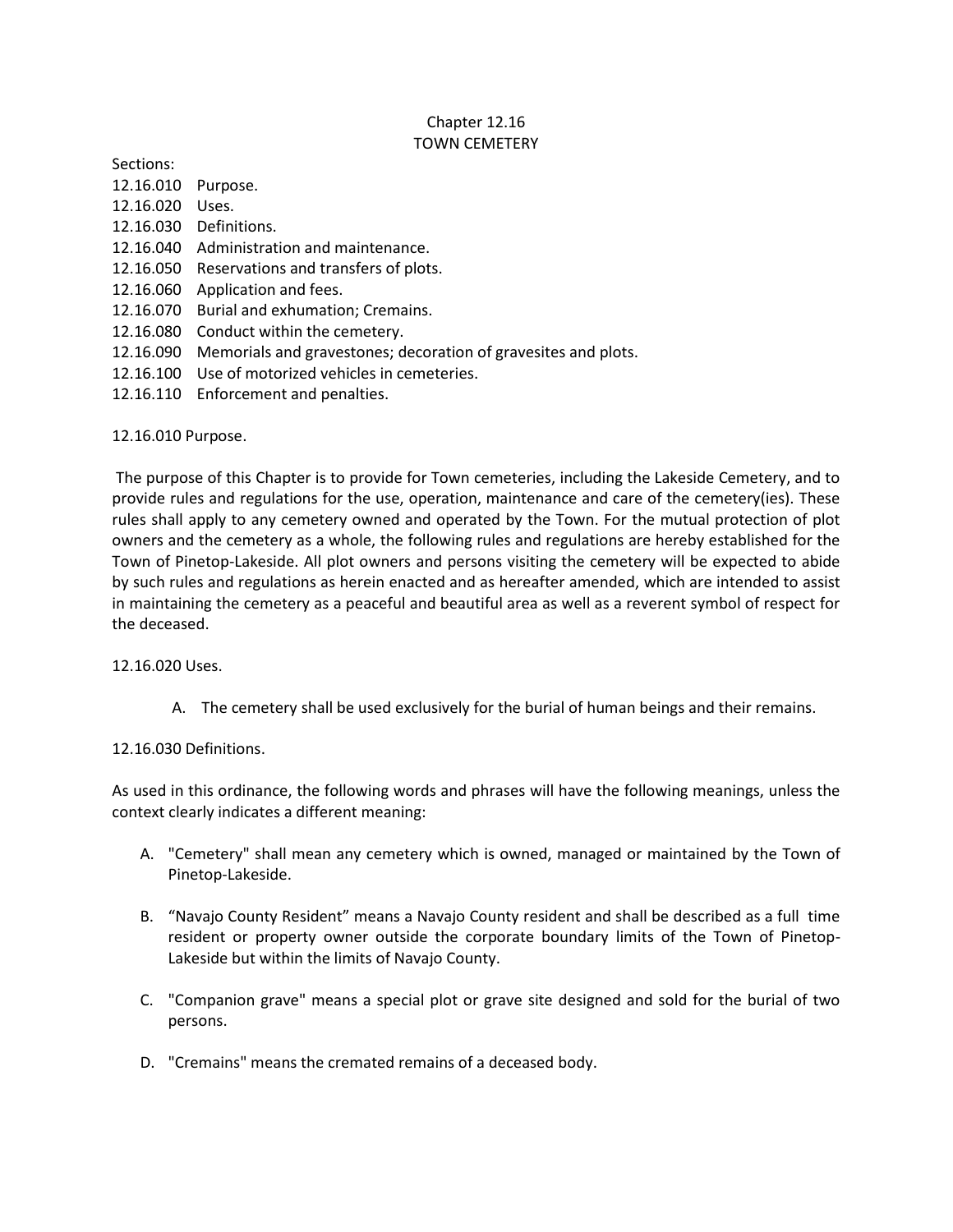# Chapter 12.16
# TOWN CEMETERY

Sections:

12.16.010 Purpose.
12.16.020 Uses.
12.16.030 Definitions.
12.16.040 Administration and maintenance.
12.16.050 Reservations and transfers of plots.
12.16.060 Application and fees.
12.16.070 Burial and exhumation; Cremains.
12.16.080 Conduct within the cemetery.
12.16.090 Memorials and gravestones; decoration of gravesites and plots.
12.16.100 Use of motorized vehicles in cemeteries.
12.16.110 Enforcement and penalties.

## 12.16.010 Purpose.

The purpose of this Chapter is to provide for Town cemeteries, including the Lakeside Cemetery, and to provide rules and regulations for the use, operation, maintenance and care of the cemetery(ies). These rules shall apply to any cemetery owned and operated by the Town. For the mutual protection of plot owners and the cemetery as a whole, the following rules and regulations are hereby established for the Town of Pinetop-Lakeside. All plot owners and persons visiting the cemetery will be expected to abide by such rules and regulations as herein enacted and as hereafter amended, which are intended to assist in maintaining the cemetery as a peaceful and beautiful area as well as a reverent symbol of respect for the deceased.

## 12.16.020 Uses.

A. The cemetery shall be used exclusively for the burial of human beings and their remains.

## 12.16.030 Definitions.

As used in this ordinance, the following words and phrases will have the following meanings, unless the context clearly indicates a different meaning:

A. "Cemetery" shall mean any cemetery which is owned, managed or maintained by the Town of Pinetop-Lakeside.

B. "Navajo County Resident" means a Navajo County resident and shall be described as a full time resident or property owner outside the corporate boundary limits of the Town of Pinetop-Lakeside but within the limits of Navajo County.

C. "Companion grave" means a special plot or grave site designed and sold for the burial of two persons.

D. "Cremains" means the cremated remains of a deceased body.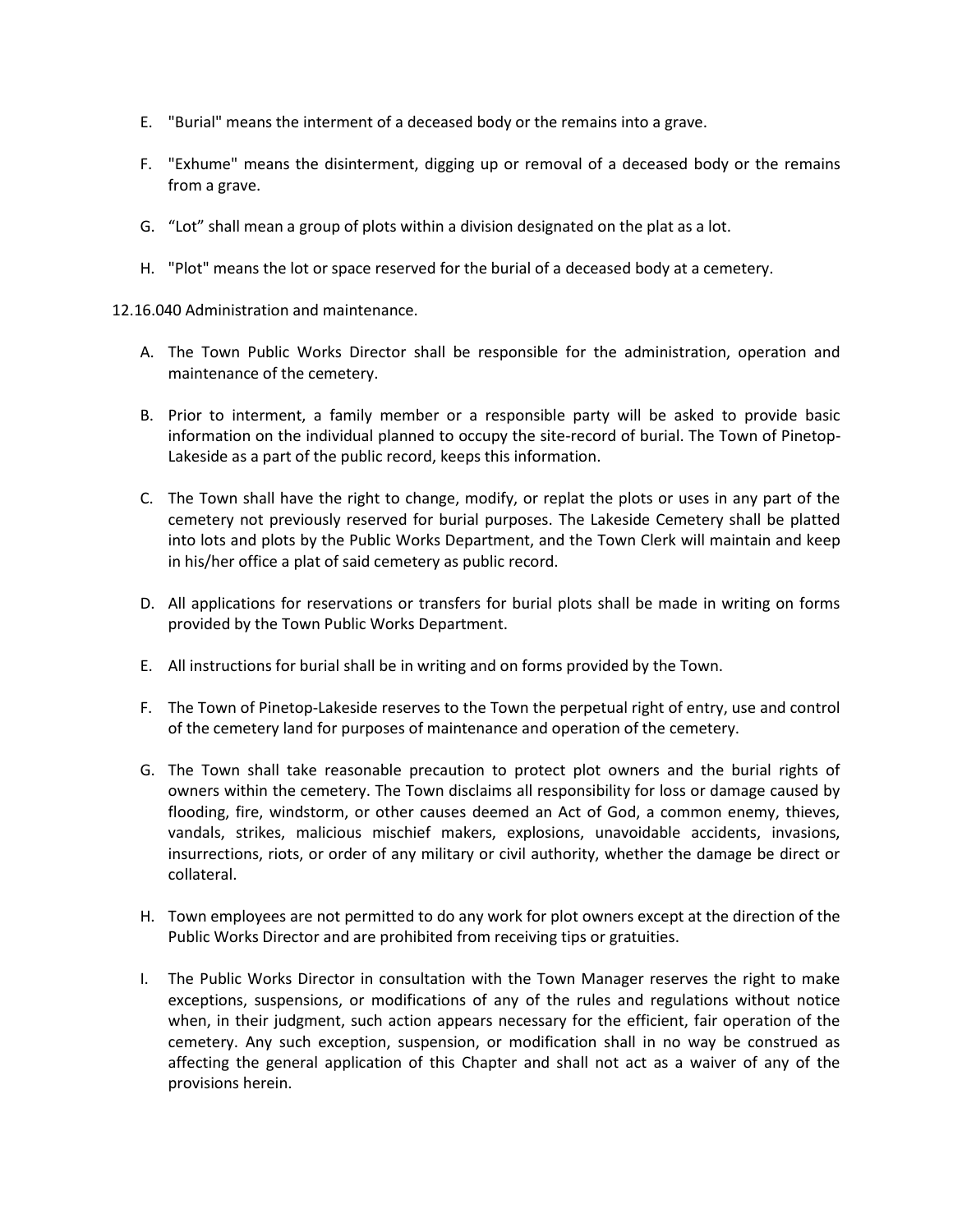E. "Burial" means the interment of a deceased body or the remains into a grave.

F. "Exhume" means the disinterment, digging up or removal of a deceased body or the remains from a grave.

G. “Lot” shall mean a group of plots within a division designated on the plat as a lot.

H. "Plot" means the lot or space reserved for the burial of a deceased body at a cemetery.

12.16.040 Administration and maintenance.

A. The Town Public Works Director shall be responsible for the administration, operation and maintenance of the cemetery.

B. Prior to interment, a family member or a responsible party will be asked to provide basic information on the individual planned to occupy the site-record of burial. The Town of Pinetop-Lakeside as a part of the public record, keeps this information.

C. The Town shall have the right to change, modify, or replat the plots or uses in any part of the cemetery not previously reserved for burial purposes. The Lakeside Cemetery shall be platted into lots and plots by the Public Works Department, and the Town Clerk will maintain and keep in his/her office a plat of said cemetery as public record.

D. All applications for reservations or transfers for burial plots shall be made in writing on forms provided by the Town Public Works Department.

E. All instructions for burial shall be in writing and on forms provided by the Town.

F. The Town of Pinetop-Lakeside reserves to the Town the perpetual right of entry, use and control of the cemetery land for purposes of maintenance and operation of the cemetery.

G. The Town shall take reasonable precaution to protect plot owners and the burial rights of owners within the cemetery. The Town disclaims all responsibility for loss or damage caused by flooding, fire, windstorm, or other causes deemed an Act of God, a common enemy, thieves, vandals, strikes, malicious mischief makers, explosions, unavoidable accidents, invasions, insurrections, riots, or order of any military or civil authority, whether the damage be direct or collateral.

H. Town employees are not permitted to do any work for plot owners except at the direction of the Public Works Director and are prohibited from receiving tips or gratuities.

I. The Public Works Director in consultation with the Town Manager reserves the right to make exceptions, suspensions, or modifications of any of the rules and regulations without notice when, in their judgment, such action appears necessary for the efficient, fair operation of the cemetery. Any such exception, suspension, or modification shall in no way be construed as affecting the general application of this Chapter and shall not act as a waiver of any of the provisions herein.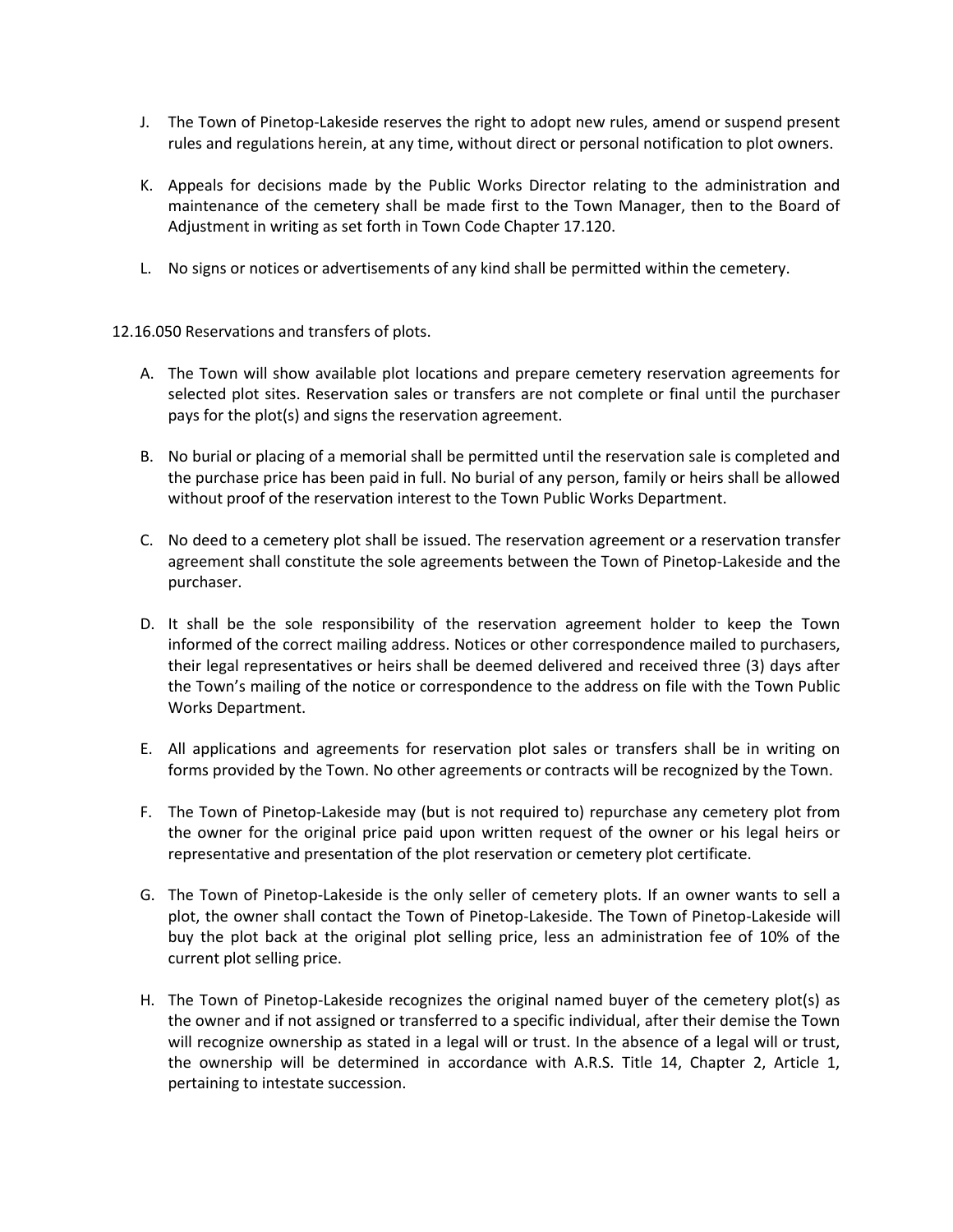J. The Town of Pinetop-Lakeside reserves the right to adopt new rules, amend or suspend present rules and regulations herein, at any time, without direct or personal notification to plot owners.

K. Appeals for decisions made by the Public Works Director relating to the administration and maintenance of the cemetery shall be made first to the Town Manager, then to the Board of Adjustment in writing as set forth in Town Code Chapter 17.120.

L. No signs or notices or advertisements of any kind shall be permitted within the cemetery.

12.16.050 Reservations and transfers of plots.

A. The Town will show available plot locations and prepare cemetery reservation agreements for selected plot sites. Reservation sales or transfers are not complete or final until the purchaser pays for the plot(s) and signs the reservation agreement.

B. No burial or placing of a memorial shall be permitted until the reservation sale is completed and the purchase price has been paid in full. No burial of any person, family or heirs shall be allowed without proof of the reservation interest to the Town Public Works Department.

C. No deed to a cemetery plot shall be issued. The reservation agreement or a reservation transfer agreement shall constitute the sole agreements between the Town of Pinetop-Lakeside and the purchaser.

D. It shall be the sole responsibility of the reservation agreement holder to keep the Town informed of the correct mailing address. Notices or other correspondence mailed to purchasers, their legal representatives or heirs shall be deemed delivered and received three (3) days after the Town's mailing of the notice or correspondence to the address on file with the Town Public Works Department.

E. All applications and agreements for reservation plot sales or transfers shall be in writing on forms provided by the Town. No other agreements or contracts will be recognized by the Town.

F. The Town of Pinetop-Lakeside may (but is not required to) repurchase any cemetery plot from the owner for the original price paid upon written request of the owner or his legal heirs or representative and presentation of the plot reservation or cemetery plot certificate.

G. The Town of Pinetop-Lakeside is the only seller of cemetery plots. If an owner wants to sell a plot, the owner shall contact the Town of Pinetop-Lakeside. The Town of Pinetop-Lakeside will buy the plot back at the original plot selling price, less an administration fee of 10% of the current plot selling price.

H. The Town of Pinetop-Lakeside recognizes the original named buyer of the cemetery plot(s) as the owner and if not assigned or transferred to a specific individual, after their demise the Town will recognize ownership as stated in a legal will or trust. In the absence of a legal will or trust, the ownership will be determined in accordance with A.R.S. Title 14, Chapter 2, Article 1, pertaining to intestate succession.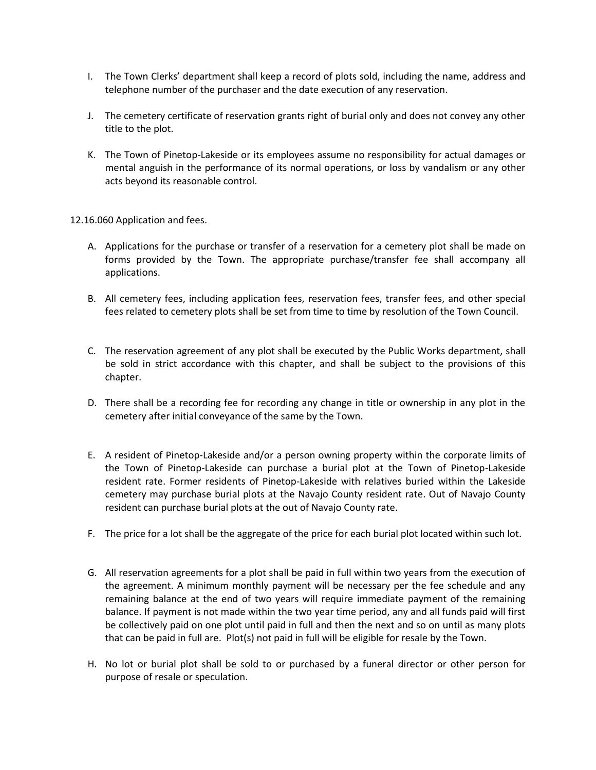I. The Town Clerks' department shall keep a record of plots sold, including the name, address and telephone number of the purchaser and the date execution of any reservation.

J. The cemetery certificate of reservation grants right of burial only and does not convey any other title to the plot.

K. The Town of Pinetop-Lakeside or its employees assume no responsibility for actual damages or mental anguish in the performance of its normal operations, or loss by vandalism or any other acts beyond its reasonable control.

12.16.060 Application and fees.

A. Applications for the purchase or transfer of a reservation for a cemetery plot shall be made on forms provided by the Town. The appropriate purchase/transfer fee shall accompany all applications.

B. All cemetery fees, including application fees, reservation fees, transfer fees, and other special fees related to cemetery plots shall be set from time to time by resolution of the Town Council.

C. The reservation agreement of any plot shall be executed by the Public Works department, shall be sold in strict accordance with this chapter, and shall be subject to the provisions of this chapter.

D. There shall be a recording fee for recording any change in title or ownership in any plot in the cemetery after initial conveyance of the same by the Town.

E. A resident of Pinetop-Lakeside and/or a person owning property within the corporate limits of the Town of Pinetop-Lakeside can purchase a burial plot at the Town of Pinetop-Lakeside resident rate. Former residents of Pinetop-Lakeside with relatives buried within the Lakeside cemetery may purchase burial plots at the Navajo County resident rate. Out of Navajo County resident can purchase burial plots at the out of Navajo County rate.

F. The price for a lot shall be the aggregate of the price for each burial plot located within such lot.

G. All reservation agreements for a plot shall be paid in full within two years from the execution of the agreement. A minimum monthly payment will be necessary per the fee schedule and any remaining balance at the end of two years will require immediate payment of the remaining balance. If payment is not made within the two year time period, any and all funds paid will first be collectively paid on one plot until paid in full and then the next and so on until as many plots that can be paid in full are. Plot(s) not paid in full will be eligible for resale by the Town.

H. No lot or burial plot shall be sold to or purchased by a funeral director or other person for purpose of resale or speculation.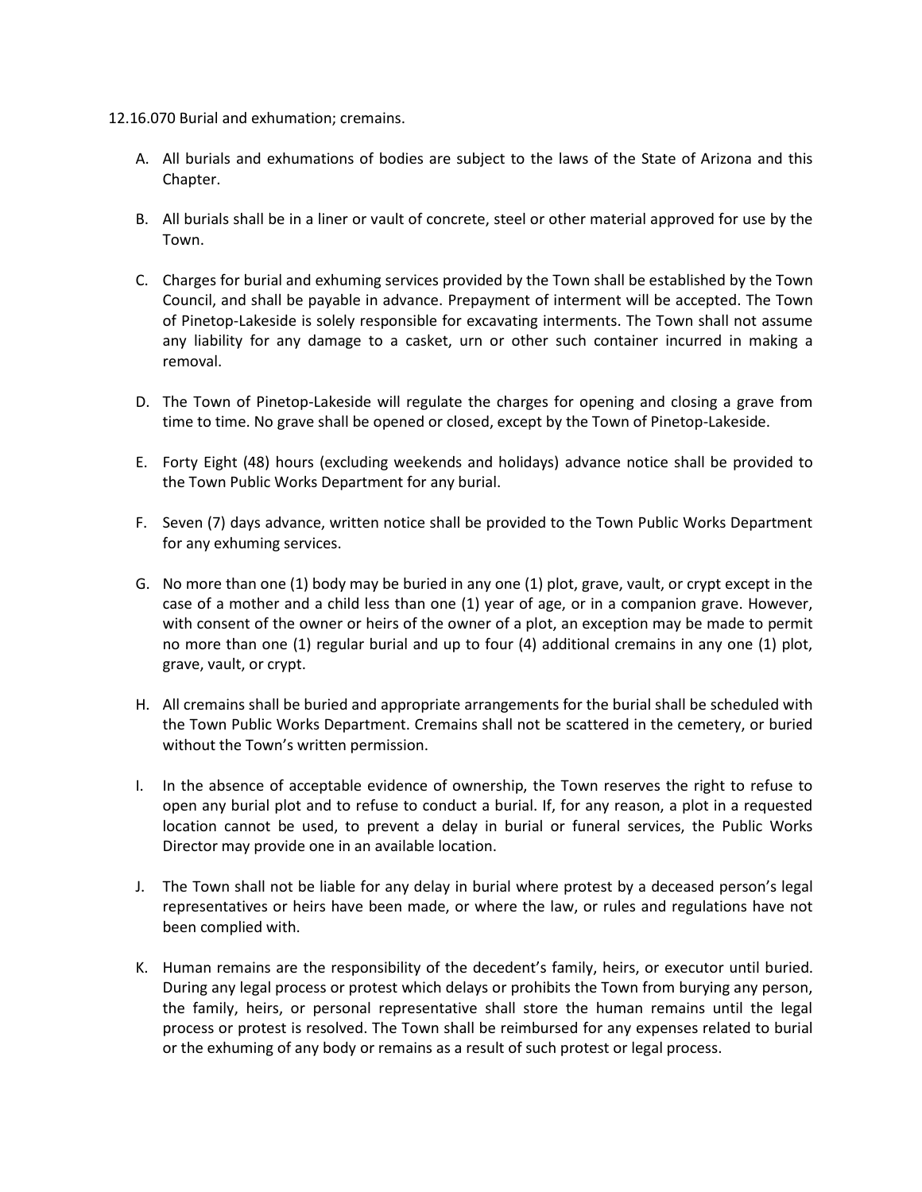12.16.070 Burial and exhumation; cremains.

A. All burials and exhumations of bodies are subject to the laws of the State of Arizona and this Chapter.

B. All burials shall be in a liner or vault of concrete, steel or other material approved for use by the Town.

C. Charges for burial and exhuming services provided by the Town shall be established by the Town Council, and shall be payable in advance. Prepayment of interment will be accepted. The Town of Pinetop-Lakeside is solely responsible for excavating interments. The Town shall not assume any liability for any damage to a casket, urn or other such container incurred in making a removal.

D. The Town of Pinetop-Lakeside will regulate the charges for opening and closing a grave from time to time. No grave shall be opened or closed, except by the Town of Pinetop-Lakeside.

E. Forty Eight (48) hours (excluding weekends and holidays) advance notice shall be provided to the Town Public Works Department for any burial.

F. Seven (7) days advance, written notice shall be provided to the Town Public Works Department for any exhuming services.

G. No more than one (1) body may be buried in any one (1) plot, grave, vault, or crypt except in the case of a mother and a child less than one (1) year of age, or in a companion grave. However, with consent of the owner or heirs of the owner of a plot, an exception may be made to permit no more than one (1) regular burial and up to four (4) additional cremains in any one (1) plot, grave, vault, or crypt.

H. All cremains shall be buried and appropriate arrangements for the burial shall be scheduled with the Town Public Works Department. Cremains shall not be scattered in the cemetery, or buried without the Town's written permission.

I. In the absence of acceptable evidence of ownership, the Town reserves the right to refuse to open any burial plot and to refuse to conduct a burial. If, for any reason, a plot in a requested location cannot be used, to prevent a delay in burial or funeral services, the Public Works Director may provide one in an available location.

J. The Town shall not be liable for any delay in burial where protest by a deceased person's legal representatives or heirs have been made, or where the law, or rules and regulations have not been complied with.

K. Human remains are the responsibility of the decedent's family, heirs, or executor until buried. During any legal process or protest which delays or prohibits the Town from burying any person, the family, heirs, or personal representative shall store the human remains until the legal process or protest is resolved. The Town shall be reimbursed for any expenses related to burial or the exhuming of any body or remains as a result of such protest or legal process.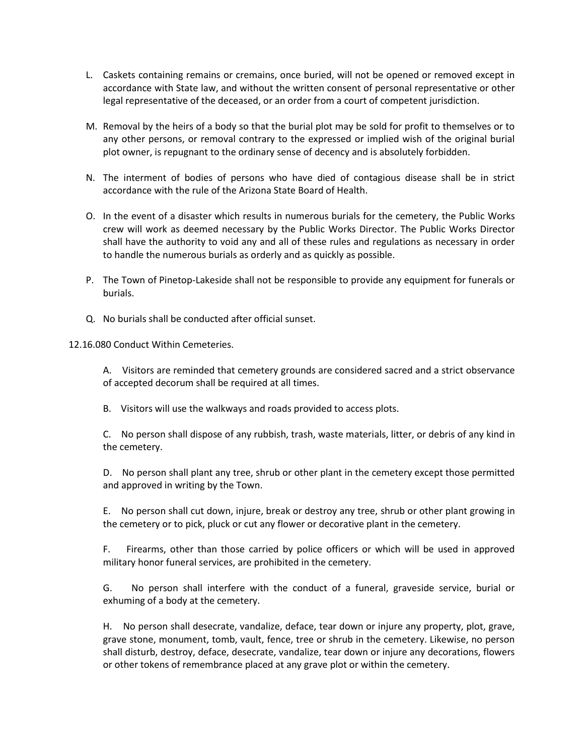L. Caskets containing remains or cremains, once buried, will not be opened or removed except in accordance with State law, and without the written consent of personal representative or other legal representative of the deceased, or an order from a court of competent jurisdiction.

M. Removal by the heirs of a body so that the burial plot may be sold for profit to themselves or to any other persons, or removal contrary to the expressed or implied wish of the original burial plot owner, is repugnant to the ordinary sense of decency and is absolutely forbidden.

N. The interment of bodies of persons who have died of contagious disease shall be in strict accordance with the rule of the Arizona State Board of Health.

O. In the event of a disaster which results in numerous burials for the cemetery, the Public Works crew will work as deemed necessary by the Public Works Director. The Public Works Director shall have the authority to void any and all of these rules and regulations as necessary in order to handle the numerous burials as orderly and as quickly as possible.

P. The Town of Pinetop-Lakeside shall not be responsible to provide any equipment for funerals or burials.

Q. No burials shall be conducted after official sunset.

12.16.080 Conduct Within Cemeteries.

A. Visitors are reminded that cemetery grounds are considered sacred and a strict observance of accepted decorum shall be required at all times.

B. Visitors will use the walkways and roads provided to access plots.

C. No person shall dispose of any rubbish, trash, waste materials, litter, or debris of any kind in the cemetery.

D. No person shall plant any tree, shrub or other plant in the cemetery except those permitted and approved in writing by the Town.

E. No person shall cut down, injure, break or destroy any tree, shrub or other plant growing in the cemetery or to pick, pluck or cut any flower or decorative plant in the cemetery.

F. Firearms, other than those carried by police officers or which will be used in approved military honor funeral services, are prohibited in the cemetery.

G. No person shall interfere with the conduct of a funeral, graveside service, burial or exhuming of a body at the cemetery.

H. No person shall desecrate, vandalize, deface, tear down or injure any property, plot, grave, grave stone, monument, tomb, vault, fence, tree or shrub in the cemetery. Likewise, no person shall disturb, destroy, deface, desecrate, vandalize, tear down or injure any decorations, flowers or other tokens of remembrance placed at any grave plot or within the cemetery.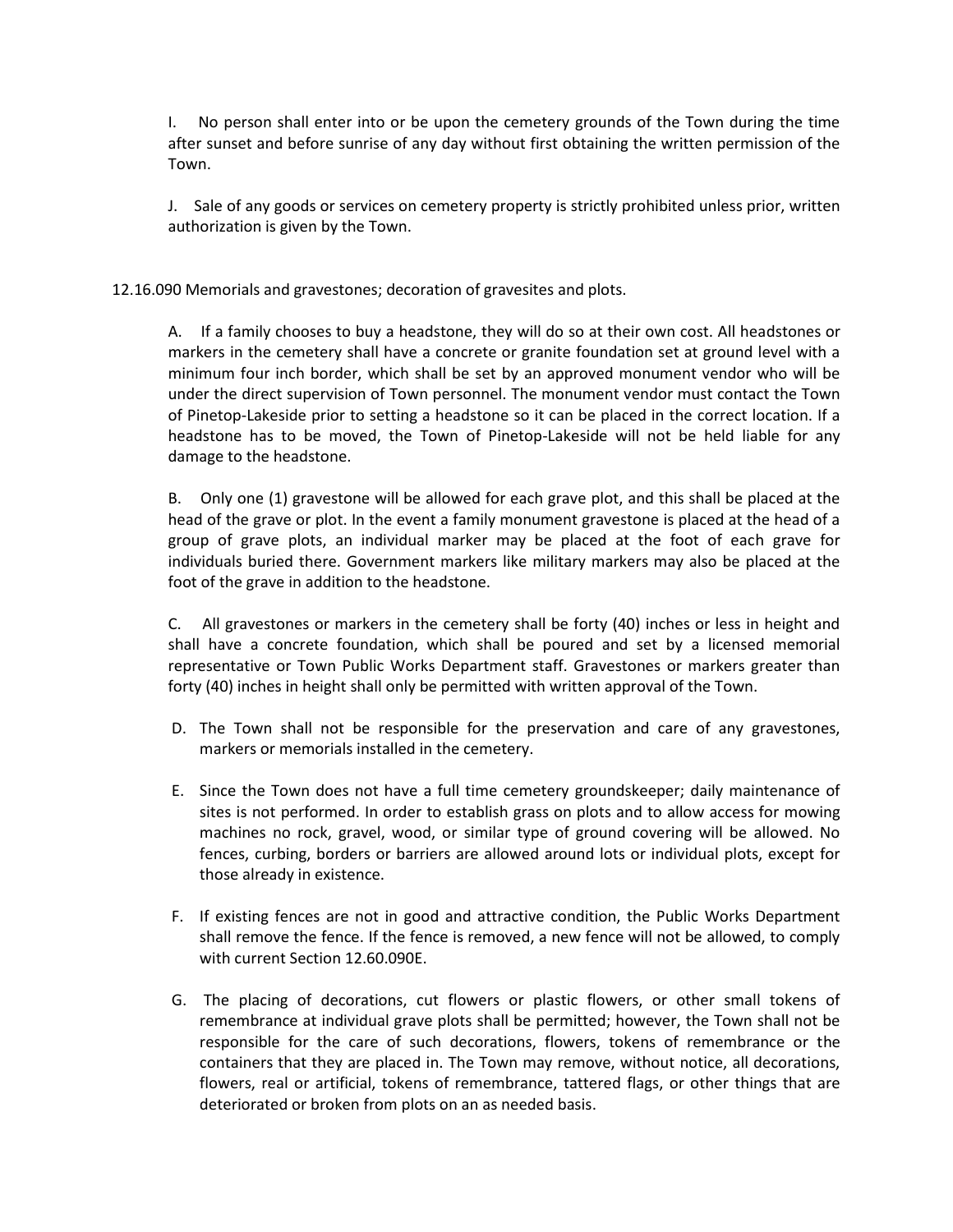I. No person shall enter into or be upon the cemetery grounds of the Town during the time after sunset and before sunrise of any day without first obtaining the written permission of the Town.

J. Sale of any goods or services on cemetery property is strictly prohibited unless prior, written authorization is given by the Town.

12.16.090 Memorials and gravestones; decoration of gravesites and plots.

A. If a family chooses to buy a headstone, they will do so at their own cost. All headstones or markers in the cemetery shall have a concrete or granite foundation set at ground level with a minimum four inch border, which shall be set by an approved monument vendor who will be under the direct supervision of Town personnel. The monument vendor must contact the Town of Pinetop-Lakeside prior to setting a headstone so it can be placed in the correct location. If a headstone has to be moved, the Town of Pinetop-Lakeside will not be held liable for any damage to the headstone.

B. Only one (1) gravestone will be allowed for each grave plot, and this shall be placed at the head of the grave or plot. In the event a family monument gravestone is placed at the head of a group of grave plots, an individual marker may be placed at the foot of each grave for individuals buried there. Government markers like military markers may also be placed at the foot of the grave in addition to the headstone.

C. All gravestones or markers in the cemetery shall be forty (40) inches or less in height and shall have a concrete foundation, which shall be poured and set by a licensed memorial representative or Town Public Works Department staff. Gravestones or markers greater than forty (40) inches in height shall only be permitted with written approval of the Town.

D. The Town shall not be responsible for the preservation and care of any gravestones, markers or memorials installed in the cemetery.

E. Since the Town does not have a full time cemetery groundskeeper; daily maintenance of sites is not performed. In order to establish grass on plots and to allow access for mowing machines no rock, gravel, wood, or similar type of ground covering will be allowed. No fences, curbing, borders or barriers are allowed around lots or individual plots, except for those already in existence.

F. If existing fences are not in good and attractive condition, the Public Works Department shall remove the fence. If the fence is removed, a new fence will not be allowed, to comply with current Section 12.60.090E.

G. The placing of decorations, cut flowers or plastic flowers, or other small tokens of remembrance at individual grave plots shall be permitted; however, the Town shall not be responsible for the care of such decorations, flowers, tokens of remembrance or the containers that they are placed in. The Town may remove, without notice, all decorations, flowers, real or artificial, tokens of remembrance, tattered flags, or other things that are deteriorated or broken from plots on an as needed basis.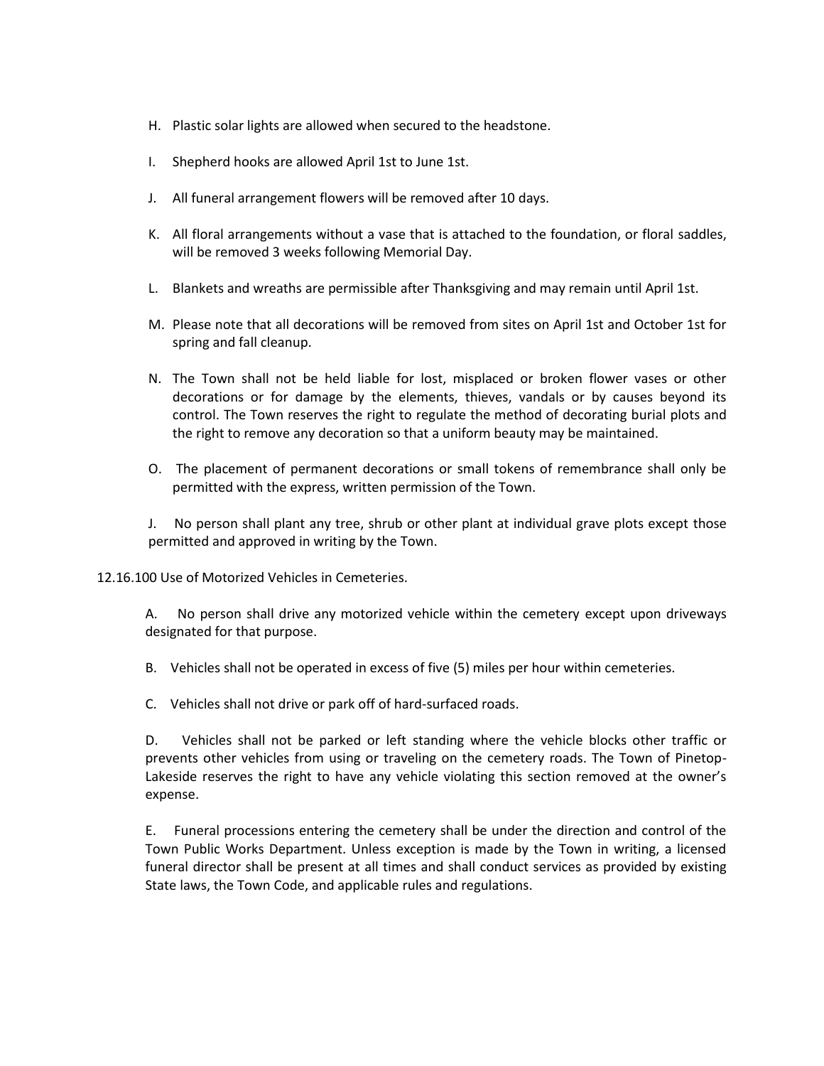H. Plastic solar lights are allowed when secured to the headstone.

I. Shepherd hooks are allowed April 1st to June 1st.

J. All funeral arrangement flowers will be removed after 10 days.

K. All floral arrangements without a vase that is attached to the foundation, or floral saddles, will be removed 3 weeks following Memorial Day.

L. Blankets and wreaths are permissible after Thanksgiving and may remain until April 1st.

M. Please note that all decorations will be removed from sites on April 1st and October 1st for spring and fall cleanup.

N. The Town shall not be held liable for lost, misplaced or broken flower vases or other decorations or for damage by the elements, thieves, vandals or by causes beyond its control. The Town reserves the right to regulate the method of decorating burial plots and the right to remove any decoration so that a uniform beauty may be maintained.

O. The placement of permanent decorations or small tokens of remembrance shall only be permitted with the express, written permission of the Town.

J. No person shall plant any tree, shrub or other plant at individual grave plots except those permitted and approved in writing by the Town.

12.16.100 Use of Motorized Vehicles in Cemeteries.

A. No person shall drive any motorized vehicle within the cemetery except upon driveways designated for that purpose.

B. Vehicles shall not be operated in excess of five (5) miles per hour within cemeteries.

C. Vehicles shall not drive or park off of hard-surfaced roads.

D. Vehicles shall not be parked or left standing where the vehicle blocks other traffic or prevents other vehicles from using or traveling on the cemetery roads. The Town of Pinetop-Lakeside reserves the right to have any vehicle violating this section removed at the owner's expense.

E. Funeral processions entering the cemetery shall be under the direction and control of the Town Public Works Department. Unless exception is made by the Town in writing, a licensed funeral director shall be present at all times and shall conduct services as provided by existing State laws, the Town Code, and applicable rules and regulations.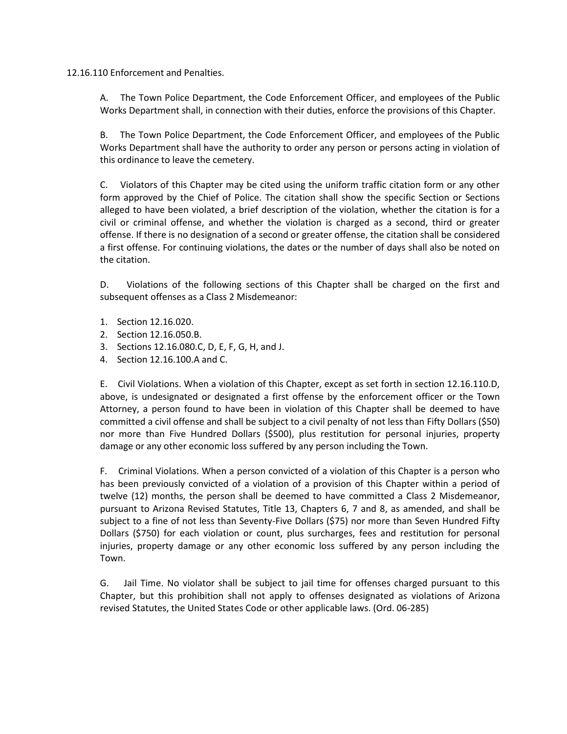12.16.110 Enforcement and Penalties.

A. The Town Police Department, the Code Enforcement Officer, and employees of the Public Works Department shall, in connection with their duties, enforce the provisions of this Chapter.

B. The Town Police Department, the Code Enforcement Officer, and employees of the Public Works Department shall have the authority to order any person or persons acting in violation of this ordinance to leave the cemetery.

C. Violators of this Chapter may be cited using the uniform traffic citation form or any other form approved by the Chief of Police. The citation shall show the specific Section or Sections alleged to have been violated, a brief description of the violation, whether the citation is for a civil or criminal offense, and whether the violation is charged as a second, third or greater offense. If there is no designation of a second or greater offense, the citation shall be considered a first offense. For continuing violations, the dates or the number of days shall also be noted on the citation.

D. Violations of the following sections of this Chapter shall be charged on the first and subsequent offenses as a Class 2 Misdemeanor:

1. Section 12.16.020.
2. Section 12.16.050.B.
3. Sections 12.16.080.C, D, E, F, G, H, and J.
4. Section 12.16.100.A and C.

E. Civil Violations. When a violation of this Chapter, except as set forth in section 12.16.110.D, above, is undesignated or designated a first offense by the enforcement officer or the Town Attorney, a person found to have been in violation of this Chapter shall be deemed to have committed a civil offense and shall be subject to a civil penalty of not less than Fifty Dollars ($50) nor more than Five Hundred Dollars ($500), plus restitution for personal injuries, property damage or any other economic loss suffered by any person including the Town.

F. Criminal Violations. When a person convicted of a violation of this Chapter is a person who has been previously convicted of a violation of a provision of this Chapter within a period of twelve (12) months, the person shall be deemed to have committed a Class 2 Misdemeanor, pursuant to Arizona Revised Statutes, Title 13, Chapters 6, 7 and 8, as amended, and shall be subject to a fine of not less than Seventy-Five Dollars ($75) nor more than Seven Hundred Fifty Dollars ($750) for each violation or count, plus surcharges, fees and restitution for personal injuries, property damage or any other economic loss suffered by any person including the Town.

G. Jail Time. No violator shall be subject to jail time for offenses charged pursuant to this Chapter, but this prohibition shall not apply to offenses designated as violations of Arizona revised Statutes, the United States Code or other applicable laws. (Ord. 06-285)